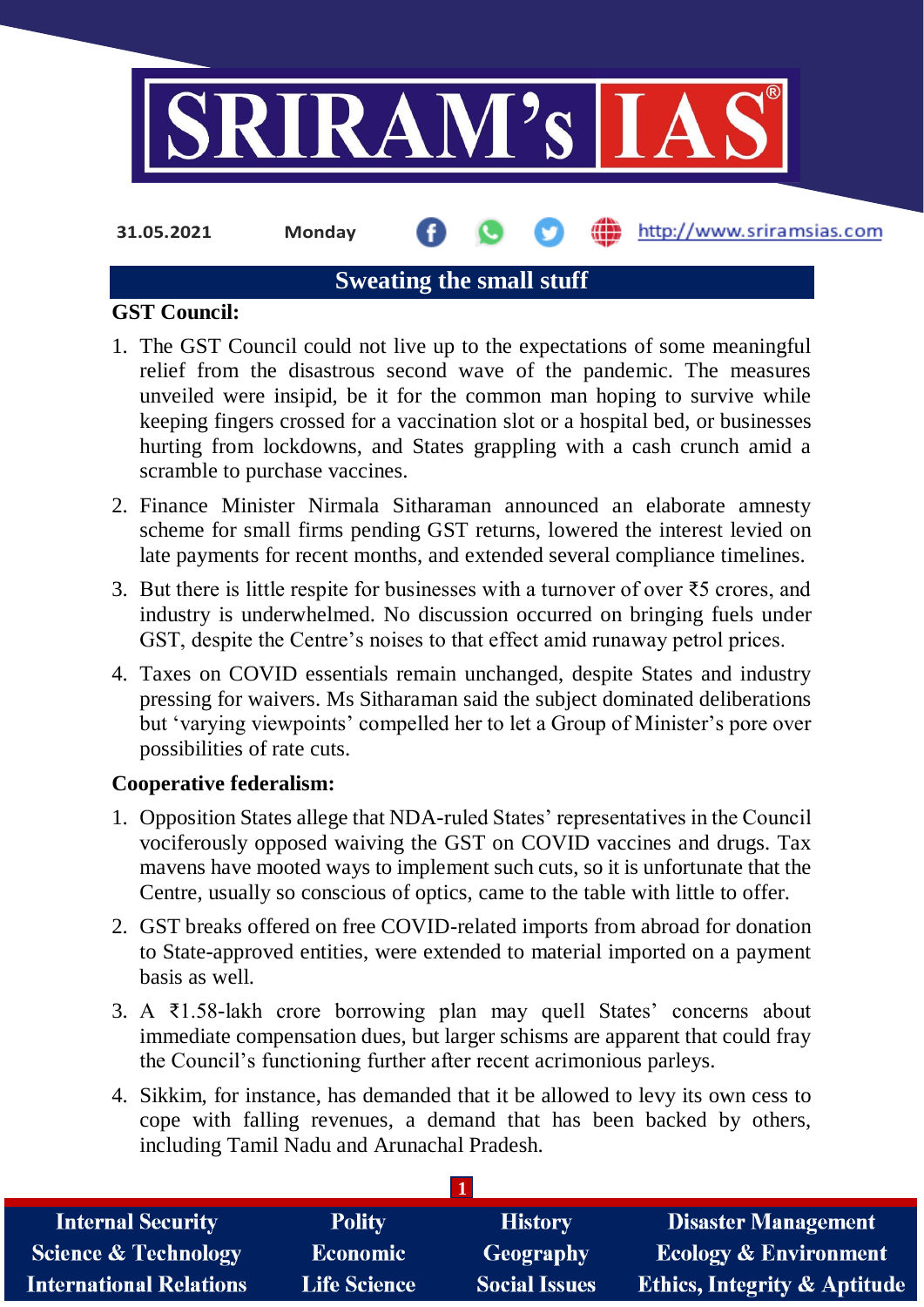31.05.2021 Monday http://www.sriramsias.com

# Sweating the small stuff

**GST Council:**

1. The GST Council could not live up to the expectations of some meaningful relief from the disastrous second wave of the pandemic. The measures unveiled were insipid, be it for the common man hoping to survive while keeping fingers crossed for a vaccination slot or a hospital bed, or businesses hurting from lockdowns, and States grappling with a cash crunch amid a scramble to purchase vaccines.
2. Finance Minister Nirmala Sitharaman announced an elaborate amnesty scheme for small firms pending GST returns, lowered the interest levied on late payments for recent months, and extended several compliance timelines.
3. But there is little respite for businesses with a turnover of over ₹5 crores, and industry is underwhelmed. No discussion occurred on bringing fuels under GST, despite the Centre's noises to that effect amid runaway petrol prices.
4. Taxes on COVID essentials remain unchanged, despite States and industry pressing for waivers. Ms Sitharaman said the subject dominated deliberations but 'varying viewpoints' compelled her to let a Group of Minister's pore over possibilities of rate cuts.

**Cooperative federalism:**

1. Opposition States allege that NDA-ruled States' representatives in the Council vociferously opposed waiving the GST on COVID vaccines and drugs. Tax mavens have mooted ways to implement such cuts, so it is unfortunate that the Centre, usually so conscious of optics, came to the table with little to offer.
2. GST breaks offered on free COVID-related imports from abroad for donation to State-approved entities, were extended to material imported on a payment basis as well.
3. A ₹1.58-lakh crore borrowing plan may quell States' concerns about immediate compensation dues, but larger schisms are apparent that could fray the Council's functioning further after recent acrimonious parleys.
4. Sikkim, for instance, has demanded that it be allowed to levy its own cess to cope with falling revenues, a demand that has been backed by others, including Tamil Nadu and Arunachal Pradesh.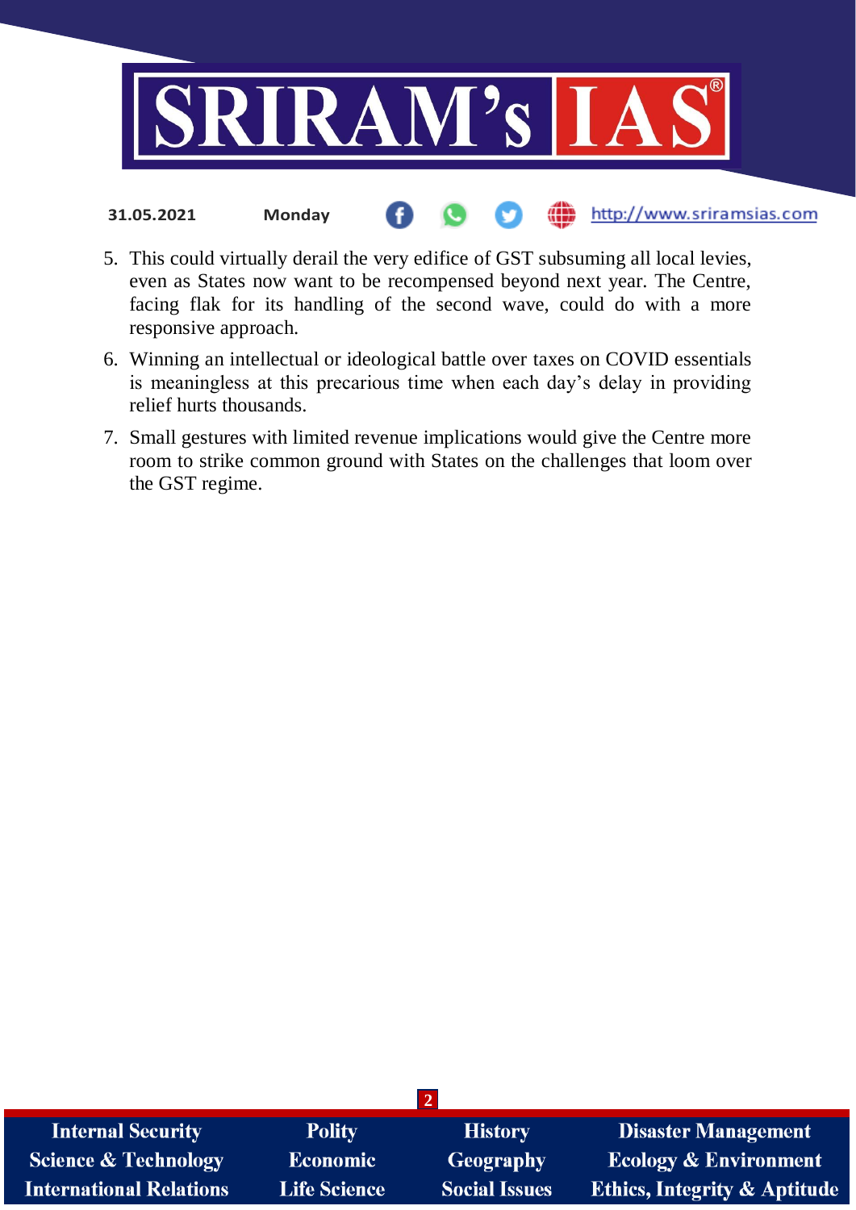5. This could virtually derail the very edifice of GST subsuming all local levies, even as States now want to be recompensed beyond next year. The Centre, facing flak for its handling of the second wave, could do with a more responsive approach.
6. Winning an intellectual or ideological battle over taxes on COVID essentials is meaningless at this precarious time when each day's delay in providing relief hurts thousands.
7. Small gestures with limited revenue implications would give the Centre more room to strike common ground with States on the challenges that loom over the GST regime.